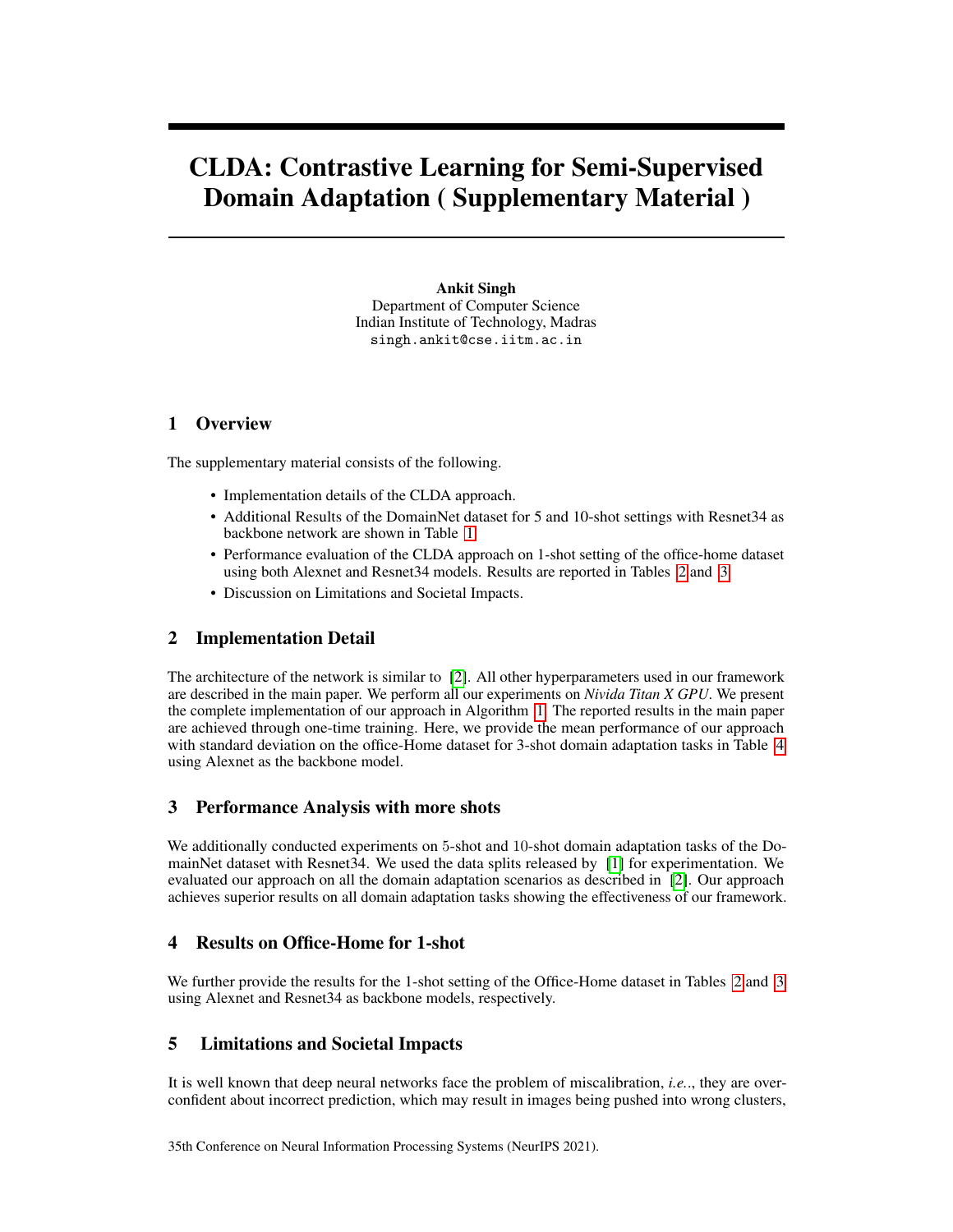# CLDA: Contrastive Learning for Semi-Supervised Domain Adaptation ( Supplementary Material )

**Ankit Singh**
Department of Computer Science
Indian Institute of Technology, Madras
singh.ankit@cse.iitm.ac.in

## 1 Overview

The supplementary material consists of the following.

- Implementation details of the CLDA approach.
- Additional Results of the DomainNet dataset for 5 and 10-shot settings with Resnet34 as backbone network are shown in Table 1
- Performance evaluation of the CLDA approach on 1-shot setting of the office-home dataset using both Alexnet and Resnet34 models. Results are reported in Tables 2 and 3
- Discussion on Limitations and Societal Impacts.

## 2 Implementation Detail

The architecture of the network is similar to [2]. All other hyperparameters used in our framework are described in the main paper. We perform all our experiments on *Nivida Titan X GPU*. We present the complete implementation of our approach in Algorithm 1. The reported results in the main paper are achieved through one-time training. Here, we provide the mean performance of our approach with standard deviation on the office-Home dataset for 3-shot domain adaptation tasks in Table 4 using Alexnet as the backbone model.

## 3 Performance Analysis with more shots

We additionally conducted experiments on 5-shot and 10-shot domain adaptation tasks of the DomainNet dataset with Resnet34. We used the data splits released by [1] for experimentation. We evaluated our approach on all the domain adaptation scenarios as described in [2]. Our approach achieves superior results on all domain adaptation tasks showing the effectiveness of our framework.

## 4 Results on Office-Home for 1-shot

We further provide the results for the 1-shot setting of the Office-Home dataset in Tables 2 and 3 using Alexnet and Resnet34 as backbone models, respectively.

## 5 Limitations and Societal Impacts

It is well known that deep neural networks face the problem of miscalibration, *i.e.*., they are overconfident about incorrect prediction, which may result in images being pushed into wrong clusters,

35th Conference on Neural Information Processing Systems (NeurIPS 2021).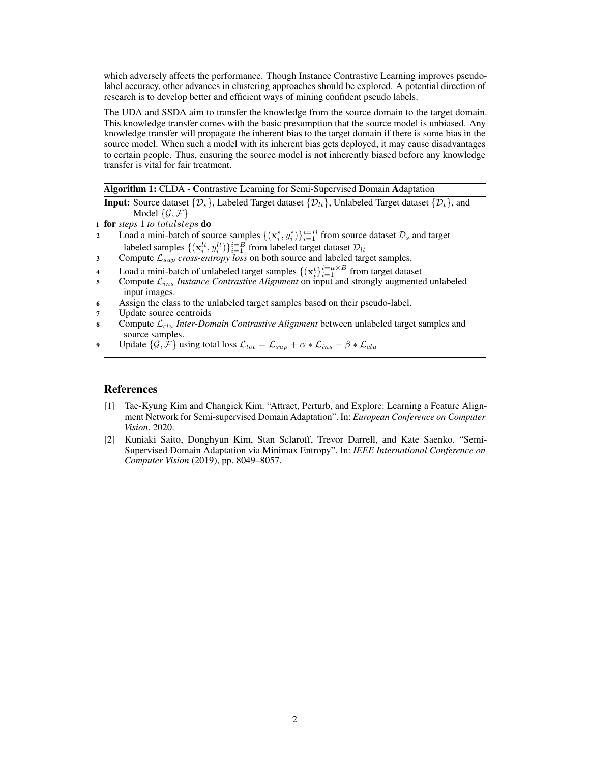which adversely affects the performance. Though Instance Contrastive Learning improves pseudo-label accuracy, other advances in clustering approaches should be explored. A potential direction of research is to develop better and efficient ways of mining confident pseudo labels.

The UDA and SSDA aim to transfer the knowledge from the source domain to the target domain. This knowledge transfer comes with the basic presumption that the source model is unbiased. Any knowledge transfer will propagate the inherent bias to the target domain if there is some bias in the source model. When such a model with its inherent bias gets deployed, it may cause disadvantages to certain people. Thus, ensuring the source model is not inherently biased before any knowledge transfer is vital for fair treatment.

**Algorithm 1:** CLDA - **C**ontrastive **L**earning for Semi-Supervised **D**omain **A**daptation

**Input:** Source dataset $\{\mathcal{D}_s\}$, Labeled Target dataset $\{\mathcal{D}_{lt}\}$, Unlabeled Target dataset $\{\mathcal{D}_t\}$, and Model $\{\mathcal{G}, \mathcal{F}\}$

1. **for** *steps* $1$ *to* $totalsteps$ **do**
2. Load a mini-batch of source samples $\{(\mathbf{x}_i^s, y_i^s)\}_{i=1}^{i=B}$ from source dataset $\mathcal{D}_s$ and target labeled samples $\{(\mathbf{x}_i^{lt}, y_i^{lt})\}_{i=1}^{i=B}$ from labeled target dataset $\mathcal{D}_{lt}$
3. Compute $\mathcal{L}_{sup}$ *cross-entropy loss* on both source and labeled target samples.
4. Load a mini-batch of unlabeled target samples $\{(\mathbf{x}_i^t\}_{i=1}^{i=\mu \times B}$ from target dataset
5. Compute $\mathcal{L}_{ins}$ *Instance Contrastive Alignment* on input and strongly augmented unlabeled input images.
6. Assign the class to the unlabeled target samples based on their pseudo-label.
7. Update source centroids
8. Compute $\mathcal{L}_{clu}$ *Inter-Domain Contrastive Alignment* between unlabeled target samples and source samples.
9. Update $\{\mathcal{G}, \mathcal{F}\}$ using total loss $\mathcal{L}_{tot} = \mathcal{L}_{sup} + \alpha * \mathcal{L}_{ins} + \beta * \mathcal{L}_{clu}$

## References

[1] Tae-Kyung Kim and Changick Kim. "Attract, Perturb, and Explore: Learning a Feature Alignment Network for Semi-supervised Domain Adaptation". In: *European Conference on Computer Vision*. 2020.

[2] Kuniaki Saito, Donghyun Kim, Stan Sclaroff, Trevor Darrell, and Kate Saenko. "Semi-Supervised Domain Adaptation via Minimax Entropy". In: *IEEE International Conference on Computer Vision* (2019), pp. 8049–8057.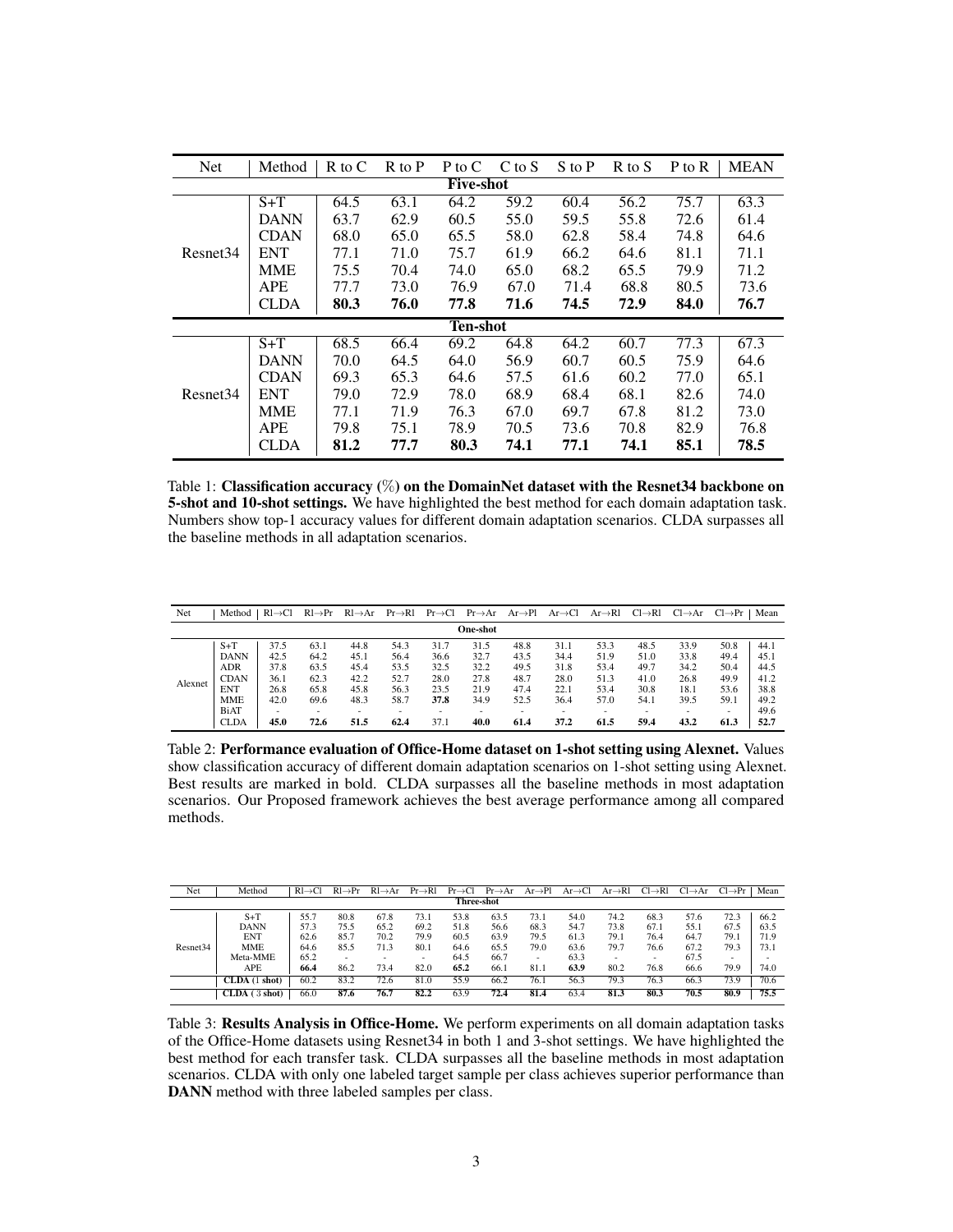| Net | Method | R to C | R to P | P to C | C to S | S to P | R to S | P to R | MEAN |
|---|---|---|---|---|---|---|---|---|---|
| | | | | | **Five-shot** | | | | |
| Resnet34 | S+T | 64.5 | 63.1 | 64.2 | 59.2 | 60.4 | 56.2 | 75.7 | 63.3 |
| | DANN | 63.7 | 62.9 | 60.5 | 55.0 | 59.5 | 55.8 | 72.6 | 61.4 |
| | CDAN | 68.0 | 65.0 | 65.5 | 58.0 | 62.8 | 58.4 | 74.8 | 64.6 |
| | ENT | 77.1 | 71.0 | 75.7 | 61.9 | 66.2 | 64.6 | 81.1 | 71.1 |
| | MME | 75.5 | 70.4 | 74.0 | 65.0 | 68.2 | 65.5 | 79.9 | 71.2 |
| | APE | 77.7 | 73.0 | 76.9 | 67.0 | 71.4 | 68.8 | 80.5 | 73.6 |
| | CLDA | **80.3** | **76.0** | **77.8** | **71.6** | **74.5** | **72.9** | **84.0** | **76.7** |
| | | | | | **Ten-shot** | | | | |
| Resnet34 | S+T | 68.5 | 66.4 | 69.2 | 64.8 | 64.2 | 60.7 | 77.3 | 67.3 |
| | DANN | 70.0 | 64.5 | 64.0 | 56.9 | 60.7 | 60.5 | 75.9 | 64.6 |
| | CDAN | 69.3 | 65.3 | 64.6 | 57.5 | 61.6 | 60.2 | 77.0 | 65.1 |
| | ENT | 79.0 | 72.9 | 78.0 | 68.9 | 68.4 | 68.1 | 82.6 | 74.0 |
| | MME | 77.1 | 71.9 | 76.3 | 67.0 | 69.7 | 67.8 | 81.2 | 73.0 |
| | APE | 79.8 | 75.1 | 78.9 | 70.5 | 73.6 | 70.8 | 82.9 | 76.8 |
| | CLDA | **81.2** | **77.7** | **80.3** | **74.1** | **77.1** | **74.1** | **85.1** | **78.5** |

Table 1: **Classification accuracy (%) on the DomainNet dataset with the Resnet34 backbone on 5-shot and 10-shot settings.** We have highlighted the best method for each domain adaptation task. Numbers show top-1 accuracy values for different domain adaptation scenarios. CLDA surpasses all the baseline methods in all adaptation scenarios.

| Net | Method | Rl→Cl | Rl→Pr | Rl→Ar | Pr→Rl | Pr→Cl | Pr→Ar | Ar→Pl | Ar→Cl | Ar→Rl | Cl→Rl | Cl→Ar | Cl→Pr | Mean |
|---|---|---|---|---|---|---|---|---|---|---|---|---|---|---|
| | | | | | | | **One-shot** | | | | | | | |
| Alexnet | S+T | 37.5 | 63.1 | 44.8 | 54.3 | 31.7 | 31.5 | 48.8 | 31.1 | 53.3 | 48.5 | 33.9 | 50.8 | 44.1 |
| | DANN | 42.5 | 64.2 | 45.1 | 56.4 | 36.6 | 32.7 | 43.5 | 34.4 | 51.9 | 51.0 | 33.8 | 49.4 | 45.1 |
| | ADR | 37.8 | 63.5 | 45.4 | 53.5 | 32.5 | 32.2 | 49.5 | 31.8 | 53.4 | 49.7 | 34.2 | 50.4 | 44.5 |
| | CDAN | 36.1 | 62.3 | 42.2 | 52.7 | 28.0 | 27.8 | 48.7 | 28.0 | 51.3 | 41.0 | 26.8 | 49.9 | 41.2 |
| | ENT | 26.8 | 65.8 | 45.8 | 56.3 | 23.5 | 21.9 | 47.4 | 22.1 | 53.4 | 30.8 | 18.1 | 53.6 | 38.8 |
| | MME | 42.0 | 69.6 | 48.3 | 58.7 | **37.8** | 34.9 | 52.5 | 36.4 | 57.0 | 54.1 | 39.5 | 59.1 | 49.2 |
| | BiAT | - | - | - | - | - | - | - | - | - | - | - | - | 49.6 |
| | CLDA | **45.0** | **72.6** | **51.5** | **62.4** | 37.1 | **40.0** | **61.4** | **37.2** | **61.5** | **59.4** | **43.2** | **61.3** | **52.7** |

Table 2: **Performance evaluation of Office-Home dataset on 1-shot setting using Alexnet.** Values show classification accuracy of different domain adaptation scenarios on 1-shot setting using Alexnet. Best results are marked in bold. CLDA surpasses all the baseline methods in most adaptation scenarios. Our Proposed framework achieves the best average performance among all compared methods.

| Net | Method | Rl→Cl | Rl→Pr | Rl→Ar | Pr→Rl | Pr→Cl | Pr→Ar | Ar→Pl | Ar→Cl | Ar→Rl | Cl→Rl | Cl→Ar | Cl→Pr | Mean |
|---|---|---|---|---|---|---|---|---|---|---|---|---|---|---|
| | | | | | | | **Three-shot** | | | | | | | |
| Resnet34 | S+T | 55.7 | 80.8 | 67.8 | 73.1 | 53.8 | 63.5 | 73.1 | 54.0 | 74.2 | 68.3 | 57.6 | 72.3 | 66.2 |
| | DANN | 57.3 | 75.5 | 65.2 | 69.2 | 51.8 | 56.6 | 68.3 | 54.7 | 73.8 | 67.1 | 55.1 | 67.5 | 63.5 |
| | ENT | 62.6 | 85.7 | 70.2 | 79.9 | 60.5 | 63.9 | 79.5 | 61.3 | 79.1 | 76.4 | 64.7 | 79.1 | 71.9 |
| | MME | 64.6 | 85.5 | 71.3 | 80.1 | 64.6 | 65.5 | 79.0 | 63.6 | 79.7 | 76.6 | 67.2 | 79.3 | 73.1 |
| | Meta-MME | 65.2 | - | - | - | 64.5 | 66.7 | - | 63.3 | - | - | 67.5 | - | - |
| | APE | **66.4** | 86.2 | 73.4 | 82.0 | **65.2** | 66.1 | 81.1 | **63.9** | 80.2 | 76.8 | 66.6 | 79.9 | 74.0 |
| | **CLDA** (1 shot) | 60.2 | 83.2 | 72.6 | 81.0 | 55.9 | 66.2 | 76.1 | 56.3 | 79.3 | 76.3 | 66.3 | 73.9 | 70.6 |
| | **CLDA** (3 shot) | 66.0 | **87.6** | **76.7** | **82.2** | 63.9 | **72.4** | **81.4** | 63.4 | **81.3** | **80.3** | **70.5** | **80.9** | **75.5** |

Table 3: **Results Analysis in Office-Home.** We perform experiments on all domain adaptation tasks of the Office-Home datasets using Resnet34 in both 1 and 3-shot settings. We have highlighted the best method for each transfer task. CLDA surpasses all the baseline methods in most adaptation scenarios. CLDA with only one labeled target sample per class achieves superior performance than **DANN** method with three labeled samples per class.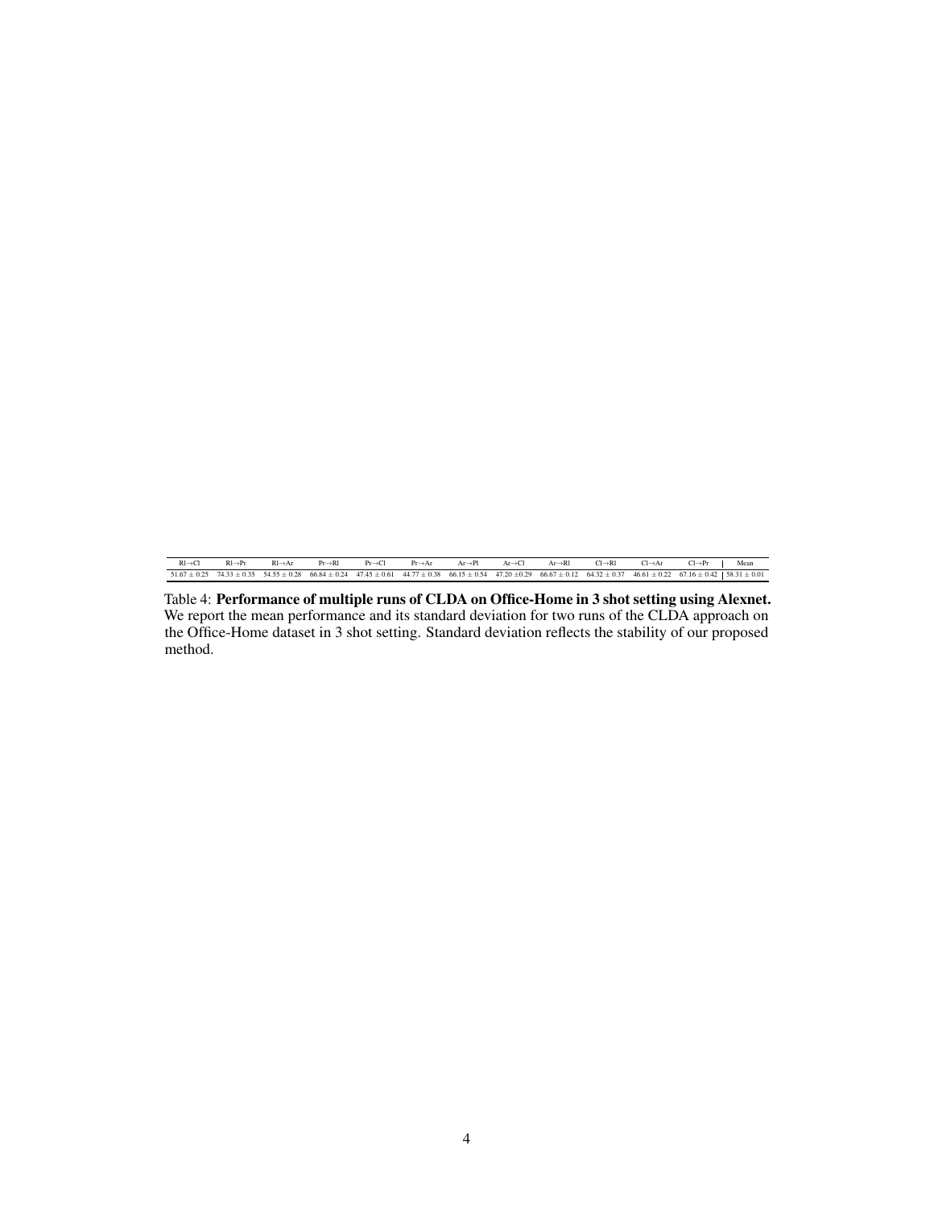| Rl→Cl | Rl→Pr | Rl→Ar | Pr→Rl | Pr→Cl | Pr→Ar | Ar→Pl | Ar→Cl | Ar→Rl | Cl→Rl | Cl→Ar | Cl→Pr | Mean |
|---|---|---|---|---|---|---|---|---|---|---|---|---|
| $51.67 \pm 0.25$ | $74.33 \pm 0.35$ | $54.55 \pm 0.28$ | $66.84 \pm 0.24$ | $47.45 \pm 0.61$ | $44.77 \pm 0.38$ | $66.15 \pm 0.54$ | $47.20 \pm 0.29$ | $66.67 \pm 0.12$ | $64.32 \pm 0.37$ | $46.61 \pm 0.22$ | $67.16 \pm 0.42$ | $58.31 \pm 0.01$ |

Table 4: **Performance of multiple runs of CLDA on Office-Home in 3 shot setting using Alexnet.** We report the mean performance and its standard deviation for two runs of the CLDA approach on the Office-Home dataset in 3 shot setting. Standard deviation reflects the stability of our proposed method.